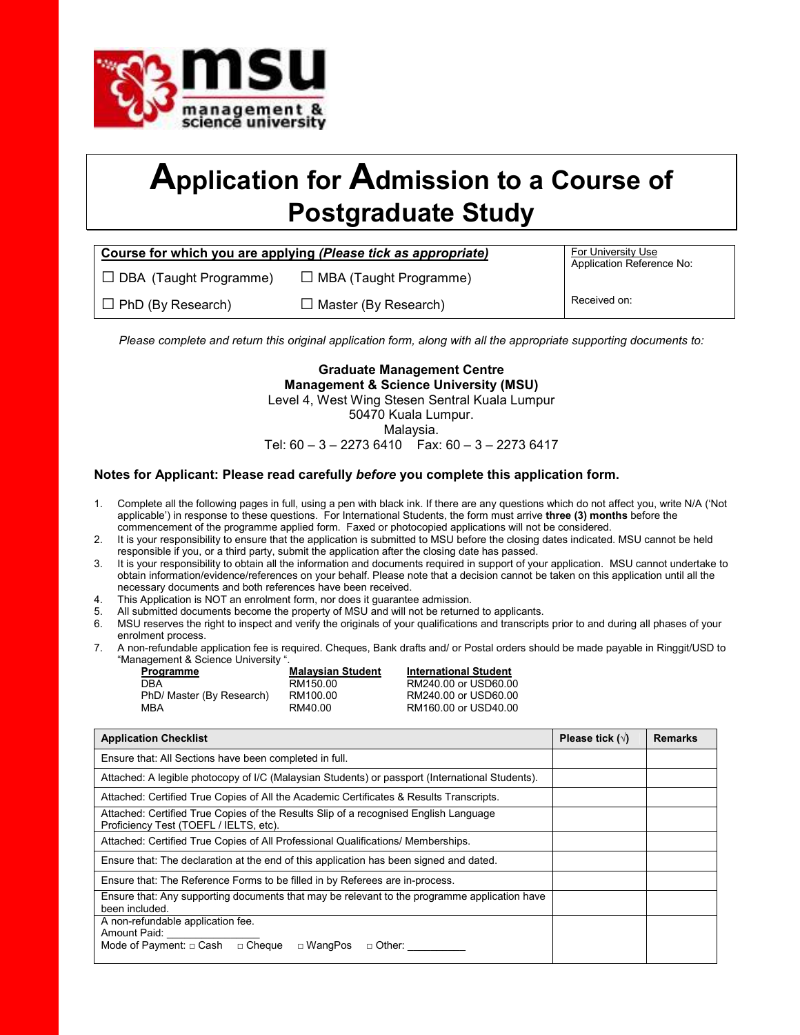msu management & science university

# Application for Admission to a Course of Postgraduate Study

| **Course for which you are applying *(Please tick as appropriate)*** | | For University Use<br>Application Reference No: |
|---|---|---|
| ☐ DBA (Taught Programme) | ☐ MBA (Taught Programme) | |
| ☐ PhD (By Research) | ☐ Master (By Research) | Received on: |

*Please complete and return this original application form, along with all the appropriate supporting documents to:*

**Graduate Management Centre**
**Management & Science University (MSU)**
Level 4, West Wing Stesen Sentral Kuala Lumpur
50470 Kuala Lumpur.
Malaysia.
Tel: 60 – 3 – 2273 6410 Fax: 60 – 3 – 2273 6417

**Notes for Applicant: Please read carefully *before* you complete this application form.**

1. Complete all the following pages in full, using a pen with black ink. If there are any questions which do not affect you, write N/A ('Not applicable') in response to these questions. For International Students, the form must arrive **three (3) months** before the commencement of the programme applied form. Faxed or photocopied applications will not be considered.
2. It is your responsibility to ensure that the application is submitted to MSU before the closing dates indicated. MSU cannot be held responsible if you, or a third party, submit the application after the closing date has passed.
3. It is your responsibility to obtain all the information and documents required in support of your application. MSU cannot undertake to obtain information/evidence/references on your behalf. Please note that a decision cannot be taken on this application until all the necessary documents and both references have been received.
4. This Application is NOT an enrolment form, nor does it guarantee admission.
5. All submitted documents become the property of MSU and will not be returned to applicants.
6. MSU reserves the right to inspect and verify the originals of your qualifications and transcripts prior to and during all phases of your enrolment process.
7. A non-refundable application fee is required. Cheques, Bank drafts and/ or Postal orders should be made payable in Ringgit/USD to "Management & Science University ".

| Programme | Malaysian Student | International Student |
|---|---|---|
| DBA | RM150.00 | RM240.00 or USD60.00 |
| PhD/ Master (By Research) | RM100.00 | RM240.00 or USD60.00 |
| MBA | RM40.00 | RM160.00 or USD40.00 |

| Application Checklist | Please tick (√) | Remarks |
|---|---|---|
| Ensure that: All Sections have been completed in full. | | |
| Attached: A legible photocopy of I/C (Malaysian Students) or passport (International Students). | | |
| Attached: Certified True Copies of All the Academic Certificates & Results Transcripts. | | |
| Attached: Certified True Copies of the Results Slip of a recognised English Language Proficiency Test (TOEFL / IELTS, etc). | | |
| Attached: Certified True Copies of All Professional Qualifications/ Memberships. | | |
| Ensure that: The declaration at the end of this application has been signed and dated. | | |
| Ensure that: The Reference Forms to be filled in by Referees are in-process. | | |
| Ensure that: Any supporting documents that may be relevant to the programme application have been included. | | |
| A non-refundable application fee.<br>Amount Paid: _______________<br>Mode of Payment: □ Cash □ Cheque □ WangPos □ Other: __________ | | |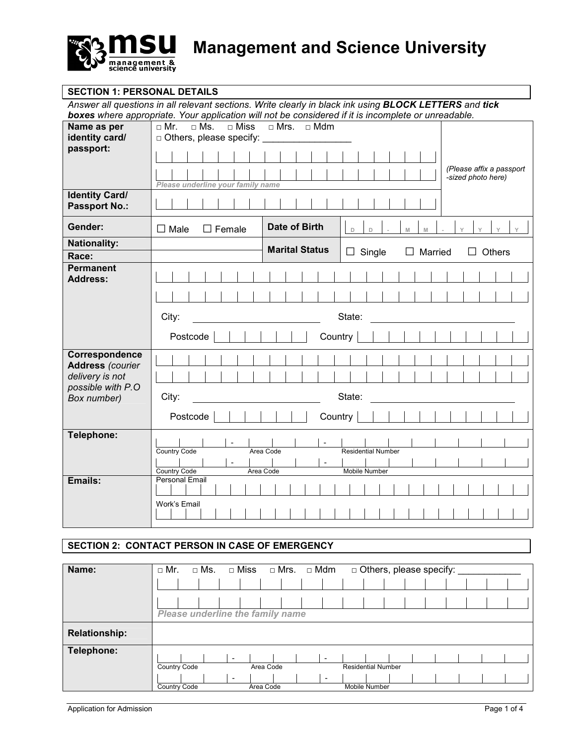# Management and Science University

## SECTION 1: PERSONAL DETAILS

*Answer all questions in all relevant sections. Write clearly in black ink using **BLOCK LETTERS** and **tick boxes** where appropriate. Your application will not be considered if it is incomplete or unreadable.*

| | | | |
|---|---|---|---|
| **Name as per identity card/ passport:** | □ Mr. □ Ms. □ Miss □ Mrs. □ Mdm<br>□ Others, please specify: ________________<br><br>*Please underline your family name* | | *(Please affix a passport -sized photo here)* |
| **Identity Card/ Passport No.:** | | | |
| **Gender:** | ☐ Male ☐ Female | **Date of Birth** | D D - M M - Y Y Y Y |
| **Nationality:** | | **Marital Status** | ☐ Single ☐ Married ☐ Others |
| **Race:** | | | |
| **Permanent Address:** | City: ______________ State: ______________<br>Postcode Country | | |
| **Correspondence Address** *(courier delivery is not possible with P.O Box number)* | City: ______________ State: ______________<br>Postcode Country | | |
| **Telephone:** | Country Code - Area Code - Residential Number<br>Country Code - Area Code - Mobile Number | | |
| **Emails:** | Personal Email<br>Work's Email | | |

## SECTION 2: CONTACT PERSON IN CASE OF EMERGENCY

| | |
|---|---|
| **Name:** | □ Mr. □ Ms. □ Miss □ Mrs. □ Mdm □ Others, please specify: ____________<br><br>*Please underline the family name* |
| **Relationship:** | |
| **Telephone:** | Country Code - Area Code - Residential Number<br>Country Code - Area Code - Mobile Number |

Application for Admission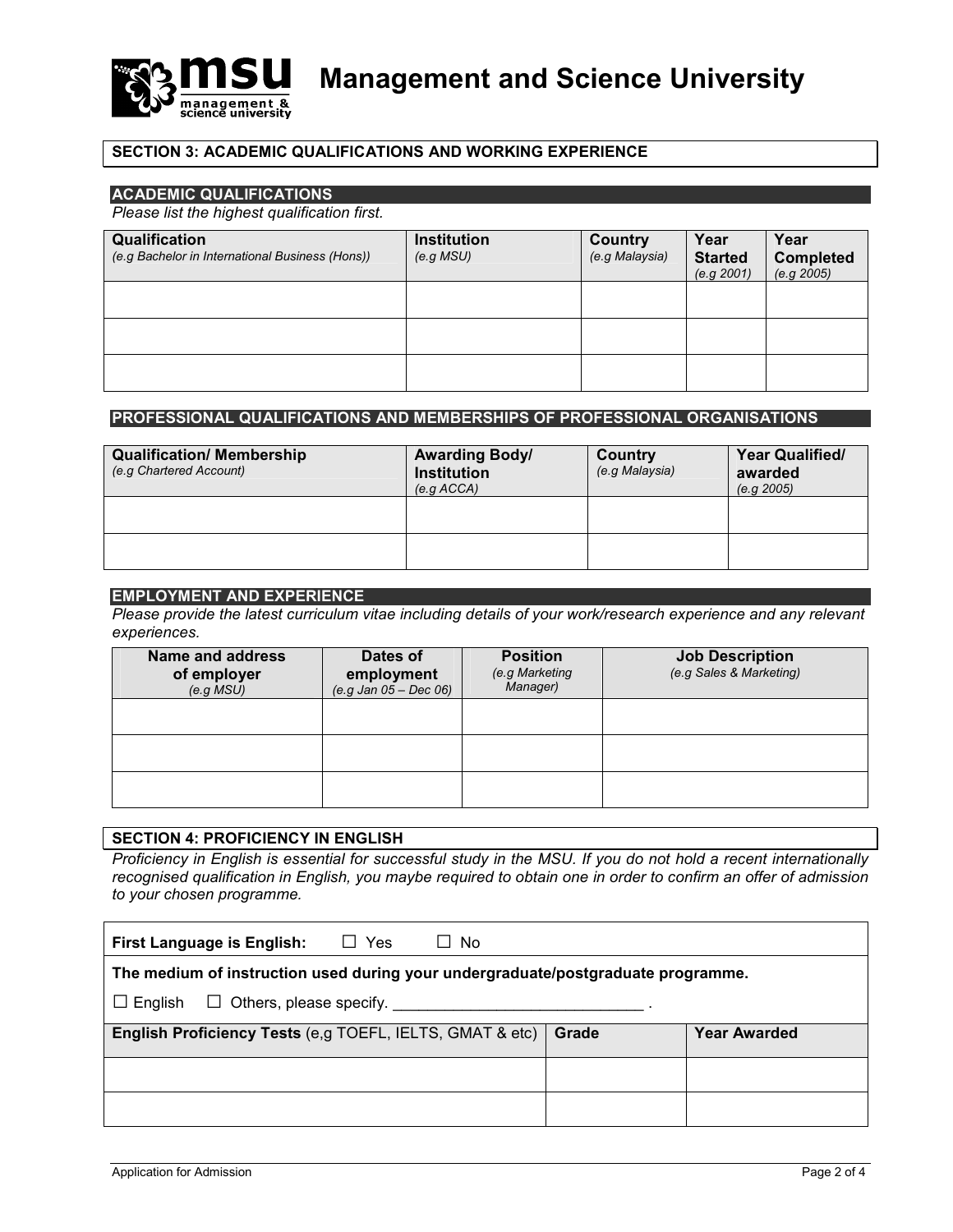# Management and Science University

## SECTION 3: ACADEMIC QUALIFICATIONS AND WORKING EXPERIENCE

### ACADEMIC QUALIFICATIONS

*Please list the highest qualification first.*

| **Qualification** *(e.g Bachelor in International Business (Hons))* | **Institution** *(e.g MSU)* | **Country** *(e.g Malaysia)* | **Year Started** *(e.g 2001)* | **Year Completed** *(e.g 2005)* |
|---|---|---|---|---|
| | | | | |
| | | | | |
| | | | | |

### PROFESSIONAL QUALIFICATIONS AND MEMBERSHIPS OF PROFESSIONAL ORGANISATIONS

| **Qualification/ Membership** *(e.g Chartered Account)* | **Awarding Body/ Institution** *(e.g ACCA)* | **Country** *(e.g Malaysia)* | **Year Qualified/ awarded** *(e.g 2005)* |
|---|---|---|---|
| | | | |
| | | | |

### EMPLOYMENT AND EXPERIENCE

*Please provide the latest curriculum vitae including details of your work/research experience and any relevant experiences.*

| **Name and address of employer** *(e.g MSU)* | **Dates of employment** *(e.g Jan 05 – Dec 06)* | **Position** *(e.g Marketing Manager)* | **Job Description** *(e.g Sales & Marketing)* |
|---|---|---|---|
| | | | |
| | | | |
| | | | |

## SECTION 4: PROFICIENCY IN ENGLISH

*Proficiency in English is essential for successful study in the MSU. If you do not hold a recent internationally recognised qualification in English, you maybe required to obtain one in order to confirm an offer of admission to your chosen programme.*

**First Language is English:** ☐ Yes ☐ No

**The medium of instruction used during your undergraduate/postgraduate programme.**

☐ English ☐ Others, please specify. ____________________________ .

| **English Proficiency Tests** (e,g TOEFL, IELTS, GMAT & etc) | **Grade** | **Year Awarded** |
|---|---|---|
| | | |
| | | |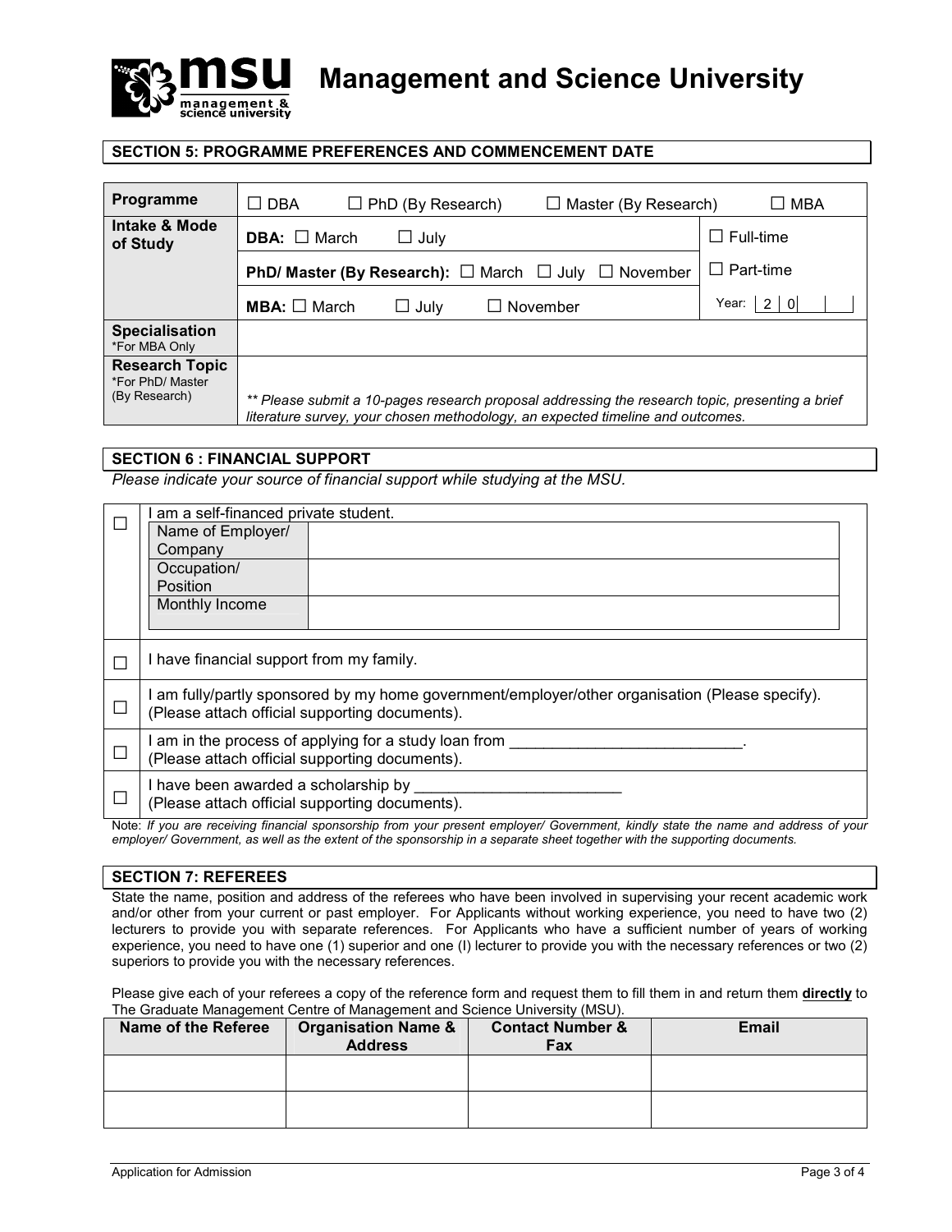# Management and Science University

## SECTION 5: PROGRAMME PREFERENCES AND COMMENCEMENT DATE

| **Programme** | ☐ DBA ☐ PhD (By Research) ☐ Master (By Research) ☐ MBA | |
|---|---|---|
| **Intake & Mode of Study** | **DBA:** ☐ March ☐ July | ☐ Full-time |
| | **PhD/ Master (By Research):** ☐ March ☐ July ☐ November | ☐ Part-time |
| | **MBA:** ☐ March ☐ July ☐ November | Year: 2 0 _ _ |
| **Specialisation** *For MBA Only | | |
| **Research Topic** *For PhD/ Master (By Research) | *\*\* Please submit a 10-pages research proposal addressing the research topic, presenting a brief literature survey, your chosen methodology, an expected timeline and outcomes.* | |

## SECTION 6 : FINANCIAL SUPPORT

*Please indicate your source of financial support while studying at the MSU.*

| | |
|---|---|
| ☐ | I am a self-financed private student. <br> Name of Employer/ Company: <br> Occupation/ Position: <br> Monthly Income: |
| ☐ | I have financial support from my family. |
| ☐ | I am fully/partly sponsored by my home government/employer/other organisation (Please specify). (Please attach official supporting documents). |
| ☐ | I am in the process of applying for a study loan from ___________________________. (Please attach official supporting documents). |
| ☐ | I have been awarded a scholarship by ________________________ (Please attach official supporting documents). |

Note: *If you are receiving financial sponsorship from your present employer/ Government, kindly state the name and address of your employer/ Government, as well as the extent of the sponsorship in a separate sheet together with the supporting documents.*

## SECTION 7: REFEREES

State the name, position and address of the referees who have been involved in supervising your recent academic work and/or other from your current or past employer. For Applicants without working experience, you need to have two (2) lecturers to provide you with separate references. For Applicants who have a sufficient number of years of working experience, you need to have one (1) superior and one (I) lecturer to provide you with the necessary references or two (2) superiors to provide you with the necessary references.

Please give each of your referees a copy of the reference form and request them to fill them in and return them **directly** to The Graduate Management Centre of Management and Science University (MSU).

| Name of the Referee | Organisation Name & Address | Contact Number & Fax | Email |
|---|---|---|---|
| | | | |
| | | | |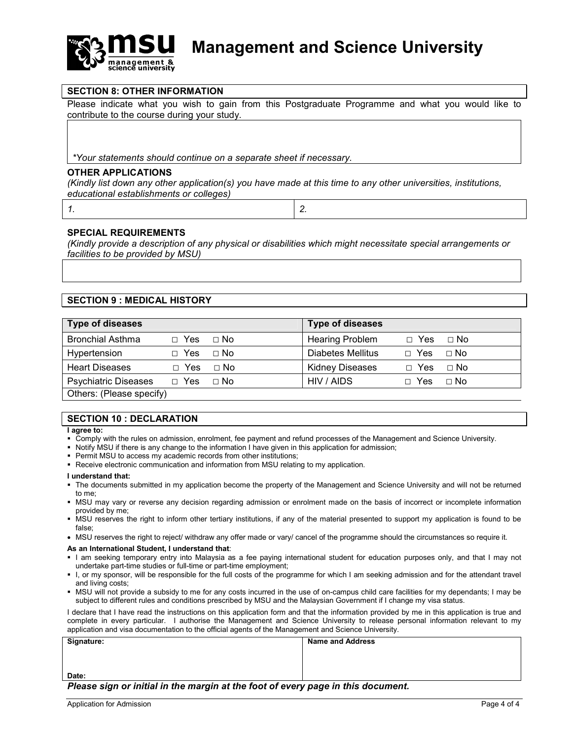# Management and Science University

## SECTION 8: OTHER INFORMATION

Please indicate what you wish to gain from this Postgraduate Programme and what you would like to contribute to the course during your study.

*\*Your statements should continue on a separate sheet if necessary.*

### OTHER APPLICATIONS

*(Kindly list down any other application(s) you have made at this time to any other universities, institutions, educational establishments or colleges)*

| | |
|---|---|
| *1.* | *2.* |

### SPECIAL REQUIREMENTS

*(Kindly provide a description of any physical or disabilities which might necessitate special arrangements or facilities to be provided by MSU)*

## SECTION 9 : MEDICAL HISTORY

| Type of diseases | | Type of diseases | |
|---|---|---|---|
| Bronchial Asthma | □ Yes □ No | Hearing Problem | □ Yes □ No |
| Hypertension | □ Yes □ No | Diabetes Mellitus | □ Yes □ No |
| Heart Diseases | □ Yes □ No | Kidney Diseases | □ Yes □ No |
| Psychiatric Diseases | □ Yes □ No | HIV / AIDS | □ Yes □ No |
| Others: (Please specify) | | | |

## SECTION 10 : DECLARATION

**I agree to:**

- Comply with the rules on admission, enrolment, fee payment and refund processes of the Management and Science University.
- Notify MSU if there is any change to the information I have given in this application for admission;
- Permit MSU to access my academic records from other institutions;
- Receive electronic communication and information from MSU relating to my application.

**I understand that:**

- The documents submitted in my application become the property of the Management and Science University and will not be returned to me;
- MSU may vary or reverse any decision regarding admission or enrolment made on the basis of incorrect or incomplete information provided by me;
- MSU reserves the right to inform other tertiary institutions, if any of the material presented to support my application is found to be false;
- MSU reserves the right to reject/ withdraw any offer made or vary/ cancel of the programme should the circumstances so require it.

**As an International Student, I understand that**:

- I am seeking temporary entry into Malaysia as a fee paying international student for education purposes only, and that I may not undertake part-time studies or full-time or part-time employment;
- I, or my sponsor, will be responsible for the full costs of the programme for which I am seeking admission and for the attendant travel and living costs;
- MSU will not provide a subsidy to me for any costs incurred in the use of on-campus child care facilities for my dependants; I may be subject to different rules and conditions prescribed by MSU and the Malaysian Government if I change my visa status.

I declare that I have read the instructions on this application form and that the information provided by me in this application is true and complete in every particular. I authorise the Management and Science University to release personal information relevant to my application and visa documentation to the official agents of the Management and Science University.

| | |
|---|---|
| **Signature:**<br><br>**Date:** | **Name and Address** |

***Please sign or initial in the margin at the foot of every page in this document.***